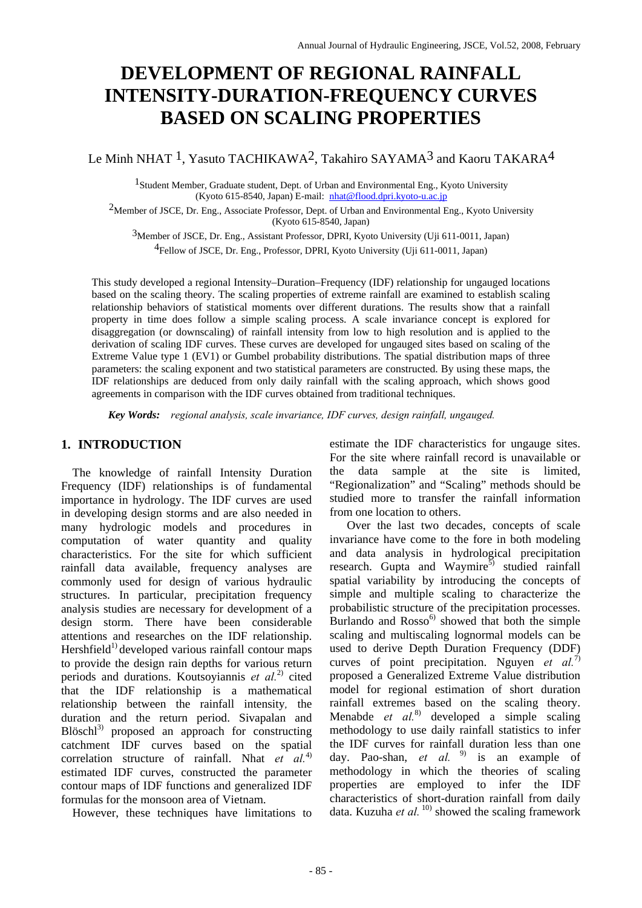# DEVELOPMENT OF REGIONAL RAINFALL INTENSITY-DURATION-FREQUENCY CURVES BASED ON SCALING PROPERTIES

Le Minh NHAT [1], Yasuto TACHIKAWA[2], Takahiro SAYAMA[3] and Kaoru TAKARA[4]

[1]Student Member, Graduate student, Dept. of Urban and Environmental Eng., Kyoto University (Kyoto 615-8540, Japan) E-mail: nhat@flood.dpri.kyoto-u.ac.jp

[2]Member of JSCE, Dr. Eng., Associate Professor, Dept. of Urban and Environmental Eng., Kyoto University (Kyoto 615-8540, Japan)

[3]Member of JSCE, Dr. Eng., Assistant Professor, DPRI, Kyoto University (Uji 611-0011, Japan)

[4]Fellow of JSCE, Dr. Eng., Professor, DPRI, Kyoto University (Uji 611-0011, Japan)

This study developed a regional Intensity–Duration–Frequency (IDF) relationship for ungauged locations based on the scaling theory. The scaling properties of extreme rainfall are examined to establish scaling relationship behaviors of statistical moments over different durations. The results show that a rainfall property in time does follow a simple scaling process. A scale invariance concept is explored for disaggregation (or downscaling) of rainfall intensity from low to high resolution and is applied to the derivation of scaling IDF curves. These curves are developed for ungauged sites based on scaling of the Extreme Value type 1 (EV1) or Gumbel probability distributions. The spatial distribution maps of three parameters: the scaling exponent and two statistical parameters are constructed. By using these maps, the IDF relationships are deduced from only daily rainfall with the scaling approach, which shows good agreements in comparison with the IDF curves obtained from traditional techniques.

***Key Words:*** *regional analysis, scale invariance, IDF curves, design rainfall, ungauged.*

## 1. INTRODUCTION

The knowledge of rainfall Intensity Duration Frequency (IDF) relationships is of fundamental importance in hydrology. The IDF curves are used in developing design storms and are also needed in many hydrologic models and procedures in computation of water quantity and quality characteristics. For the site for which sufficient rainfall data available, frequency analyses are commonly used for design of various hydraulic structures. In particular, precipitation frequency analysis studies are necessary for development of a design storm. There have been considerable attentions and researches on the IDF relationship. Hershfield[1] developed various rainfall contour maps to provide the design rain depths for various return periods and durations. Koutsoyiannis *et al.*[2] cited that the IDF relationship is a mathematical relationship between the rainfall intensity, the duration and the return period. Sivapalan and Blöschl[3] proposed an approach for constructing catchment IDF curves based on the spatial correlation structure of rainfall. Nhat *et al.*[4] estimated IDF curves, constructed the parameter contour maps of IDF functions and generalized IDF formulas for the monsoon area of Vietnam.

However, these techniques have limitations to estimate the IDF characteristics for ungauge sites. For the site where rainfall record is unavailable or the data sample at the site is limited, "Regionalization" and "Scaling" methods should be studied more to transfer the rainfall information from one location to others.

Over the last two decades, concepts of scale invariance have come to the fore in both modeling and data analysis in hydrological precipitation research. Gupta and Waymire[5] studied rainfall spatial variability by introducing the concepts of simple and multiple scaling to characterize the probabilistic structure of the precipitation processes. Burlando and Rosso[6] showed that both the simple scaling and multiscaling lognormal models can be used to derive Depth Duration Frequency (DDF) curves of point precipitation. Nguyen *et al.*[7] proposed a Generalized Extreme Value distribution model for regional estimation of short duration rainfall extremes based on the scaling theory. Menabde *et al.*[8] developed a simple scaling methodology to use daily rainfall statistics to infer the IDF curves for rainfall duration less than one day. Pao-shan, *et al.* [9] is an example of methodology in which the theories of scaling properties are employed to infer the IDF characteristics of short-duration rainfall from daily data. Kuzuha *et al.* [10] showed the scaling framework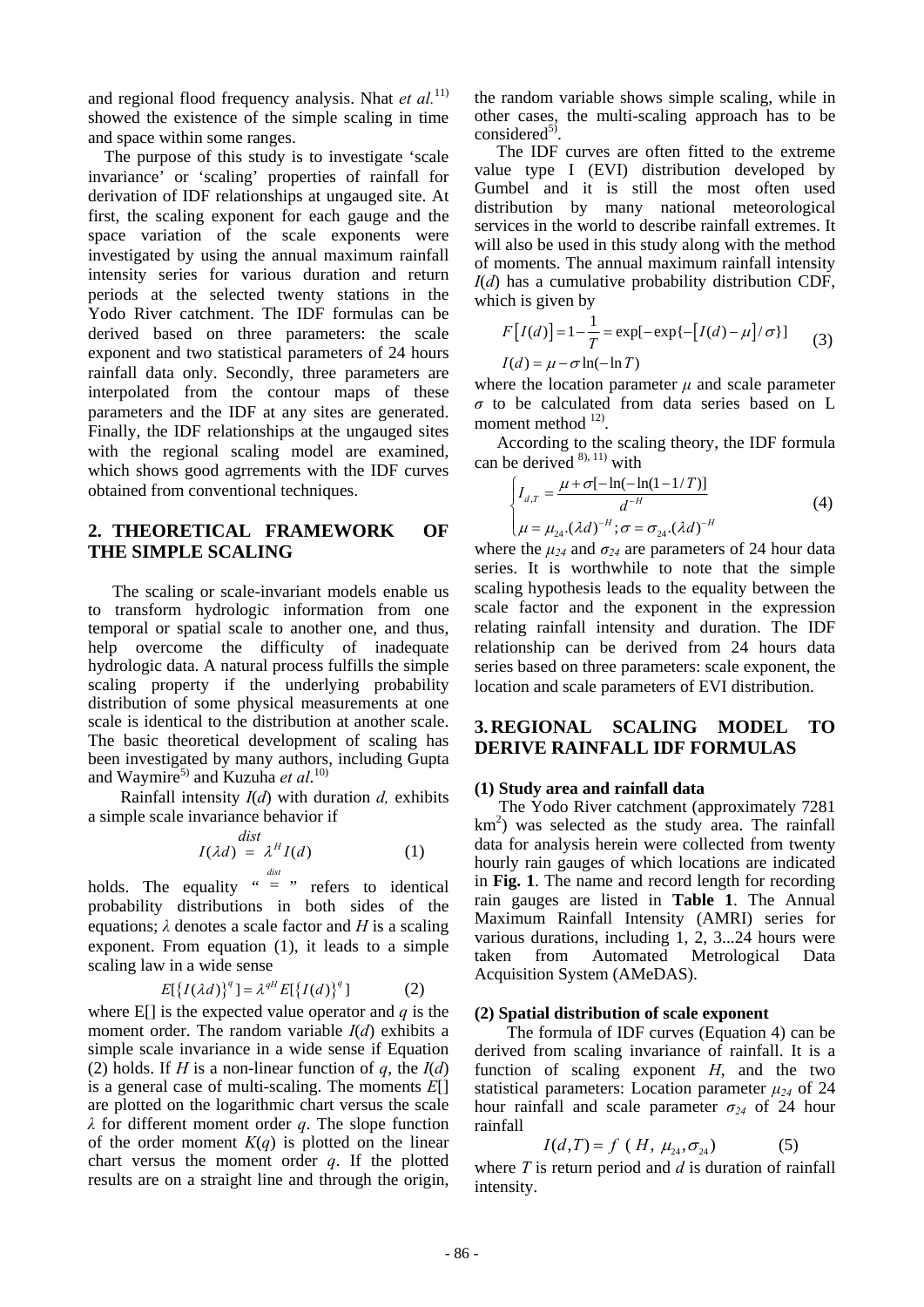and regional flood frequency analysis. Nhat *et al.*[11] showed the existence of the simple scaling in time and space within some ranges.

The purpose of this study is to investigate 'scale invariance' or 'scaling' properties of rainfall for derivation of IDF relationships at ungauged site. At first, the scaling exponent for each gauge and the space variation of the scale exponents were investigated by using the annual maximum rainfall intensity series for various duration and return periods at the selected twenty stations in the Yodo River catchment. The IDF formulas can be derived based on three parameters: the scale exponent and two statistical parameters of 24 hours rainfall data only. Secondly, three parameters are interpolated from the contour maps of these parameters and the IDF at any sites are generated. Finally, the IDF relationships at the ungauged sites with the regional scaling model are examined, which shows good agrrements with the IDF curves obtained from conventional techniques.

## 2. THEORETICAL FRAMEWORK OF THE SIMPLE SCALING

The scaling or scale-invariant models enable us to transform hydrologic information from one temporal or spatial scale to another one, and thus, help overcome the difficulty of inadequate hydrologic data. A natural process fulfills the simple scaling property if the underlying probability distribution of some physical measurements at one scale is identical to the distribution at another scale. The basic theoretical development of scaling has been investigated by many authors, including Gupta and Waymire[5] and Kuzuha *et al.*[10]

Rainfall intensity $I(d)$ with duration $d$, exhibits a simple scale invariance behavior if

$$I(\lambda d) \overset{dist}{=} \lambda^{H} I(d) \tag{1}$$

holds. The equality " $\overset{dist}{=}$ " refers to identical probability distributions in both sides of the equations; $\lambda$ denotes a scale factor and $H$ is a scaling exponent. From equation (1), it leads to a simple scaling law in a wide sense

$$E[\{I(\lambda d)\}^{q}] = \lambda^{qH} E[\{I(d)\}^{q}] \tag{2}$$

where E[] is the expected value operator and $q$ is the moment order. The random variable $I(d)$ exhibits a simple scale invariance in a wide sense if Equation (2) holds. If $H$ is a non-linear function of $q$, the $I(d)$ is a general case of multi-scaling. The moments $E[]$ are plotted on the logarithmic chart versus the scale $\lambda$ for different moment order $q$. The slope function of the order moment $K(q)$ is plotted on the linear chart versus the moment order $q$. If the plotted results are on a straight line and through the origin, the random variable shows simple scaling, while in other cases, the multi-scaling approach has to be considered[5].

The IDF curves are often fitted to the extreme value type I (EVI) distribution developed by Gumbel and it is still the most often used distribution by many national meteorological services in the world to describe rainfall extremes. It will also be used in this study along with the method of moments. The annual maximum rainfall intensity $I(d)$ has a cumulative probability distribution CDF, which is given by

$$\begin{aligned} F\left[I(d)\right] &= 1-\frac{1}{T} = \exp[-\exp\{-\left[I(d)-\mu\right]/\sigma\}] \\ I(d) &= \mu - \sigma \ln(-\ln T) \end{aligned} \tag{3}$$

where the location parameter $\mu$ and scale parameter $\sigma$ to be calculated from data series based on L moment method [12].

According to the scaling theory, the IDF formula can be derived [8), 11)] with

$$\begin{cases} I_{d,T} = \dfrac{\mu + \sigma[-\ln(-\ln(1-1/T)]}{d^{-H}} \\ \mu = \mu_{24}.(\lambda d)^{-H}; \sigma = \sigma_{24}.(\lambda d)^{-H} \end{cases} \tag{4}$$

where the $\mu_{24}$ and $\sigma_{24}$ are parameters of 24 hour data series. It is worthwhile to note that the simple scaling hypothesis leads to the equality between the scale factor and the exponent in the expression relating rainfall intensity and duration. The IDF relationship can be derived from 24 hours data series based on three parameters: scale exponent, the location and scale parameters of EVI distribution.

## 3. REGIONAL SCALING MODEL TO DERIVE RAINFALL IDF FORMULAS

### (1) Study area and rainfall data

The Yodo River catchment (approximately 7281 km$^2$) was selected as the study area. The rainfall data for analysis herein were collected from twenty hourly rain gauges of which locations are indicated in **Fig. 1**. The name and record length for recording rain gauges are listed in **Table 1**. The Annual Maximum Rainfall Intensity (AMRI) series for various durations, including 1, 2, 3...24 hours were taken from Automated Metrological Data Acquisition System (AMeDAS).

### (2) Spatial distribution of scale exponent

The formula of IDF curves (Equation 4) can be derived from scaling invariance of rainfall. It is a function of scaling exponent $H$, and the two statistical parameters: Location parameter $\mu_{24}$ of 24 hour rainfall and scale parameter $\sigma_{24}$ of 24 hour rainfall

$$I(d,T) = f\ (H,\ \mu_{24}, \sigma_{24}) \tag{5}$$

where $T$ is return period and $d$ is duration of rainfall intensity.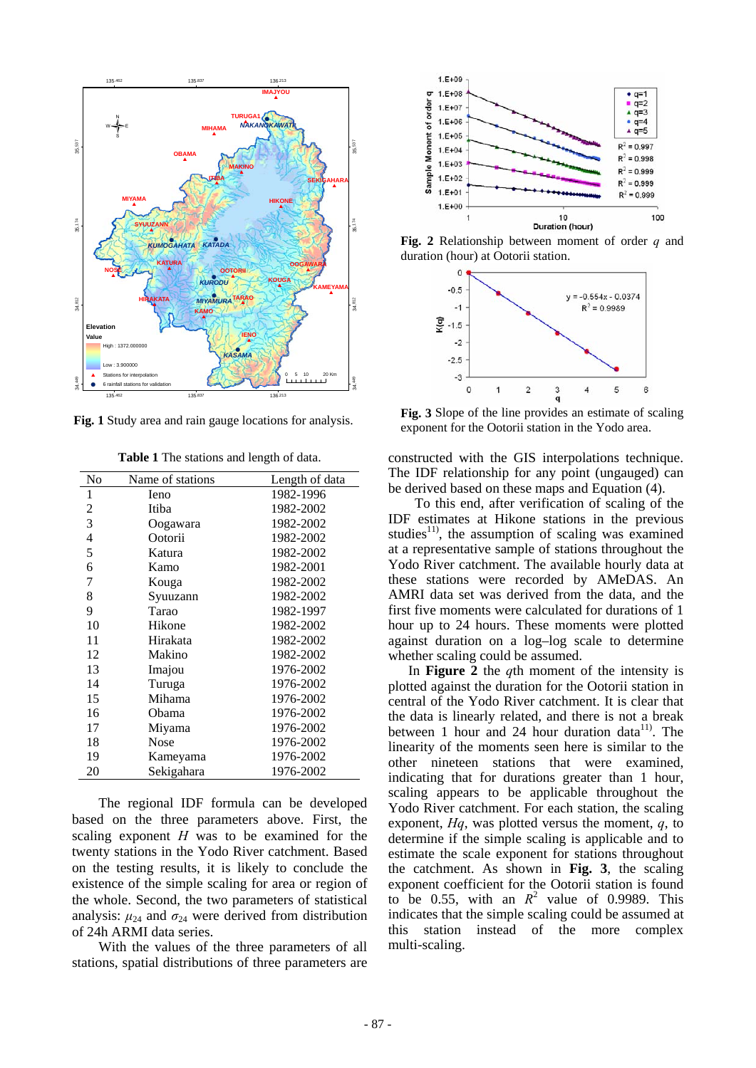**Fig. 1** Study area and rain gauge locations for analysis.

**Table 1** The stations and length of data.

| No | Name of stations | Length of data |
|---|---|---|
| 1 | Ieno | 1982-1996 |
| 2 | Itiba | 1982-2002 |
| 3 | Oogawara | 1982-2002 |
| 4 | Ootorii | 1982-2002 |
| 5 | Katura | 1982-2002 |
| 6 | Kamo | 1982-2001 |
| 7 | Kouga | 1982-2002 |
| 8 | Syuuzann | 1982-2002 |
| 9 | Tarao | 1982-1997 |
| 10 | Hikone | 1982-2002 |
| 11 | Hirakata | 1982-2002 |
| 12 | Makino | 1982-2002 |
| 13 | Imajou | 1976-2002 |
| 14 | Turuga | 1976-2002 |
| 15 | Mihama | 1976-2002 |
| 16 | Obama | 1976-2002 |
| 17 | Miyama | 1976-2002 |
| 18 | Nose | 1976-2002 |
| 19 | Kameyama | 1976-2002 |
| 20 | Sekigahara | 1976-2002 |

The regional IDF formula can be developed based on the three parameters above. First, the scaling exponent $H$ was to be examined for the twenty stations in the Yodo River catchment. Based on the testing results, it is likely to conclude the existence of the simple scaling for area or region of the whole. Second, the two parameters of statistical analysis: $\mu_{24}$ and $\sigma_{24}$ were derived from distribution of 24h ARMI data series.

With the values of the three parameters of all stations, spatial distributions of three parameters are constructed with the GIS interpolations technique. The IDF relationship for any point (ungauged) can be derived based on these maps and Equation (4).

To this end, after verification of scaling of the IDF estimates at Hikone stations in the previous studies[11], the assumption of scaling was examined at a representative sample of stations throughout the Yodo River catchment. The available hourly data at these stations were recorded by AMeDAS. An AMRI data set was derived from the data, and the first five moments were calculated for durations of 1 hour up to 24 hours. These moments were plotted against duration on a log–log scale to determine whether scaling could be assumed.

**Fig. 2** Relationship between moment of order $q$ and duration (hour) at Ootorii station.

**Fig. 3** Slope of the line provides an estimate of scaling exponent for the Ootorii station in the Yodo area.

In **Figure 2** the $q$th moment of the intensity is plotted against the duration for the Ootorii station in central of the Yodo River catchment. It is clear that the data is linearly related, and there is not a break between 1 hour and 24 hour duration data[11]. The linearity of the moments seen here is similar to the other nineteen stations that were examined, indicating that for durations greater than 1 hour, scaling appears to be applicable throughout the Yodo River catchment. For each station, the scaling exponent, $Hq$, was plotted versus the moment, $q$, to determine if the simple scaling is applicable and to estimate the scale exponent for stations throughout the catchment. As shown in **Fig. 3**, the scaling exponent coefficient for the Ootorii station is found to be 0.55, with an $R^2$ value of 0.9989. This indicates that the simple scaling could be assumed at this station instead of the more complex multi-scaling.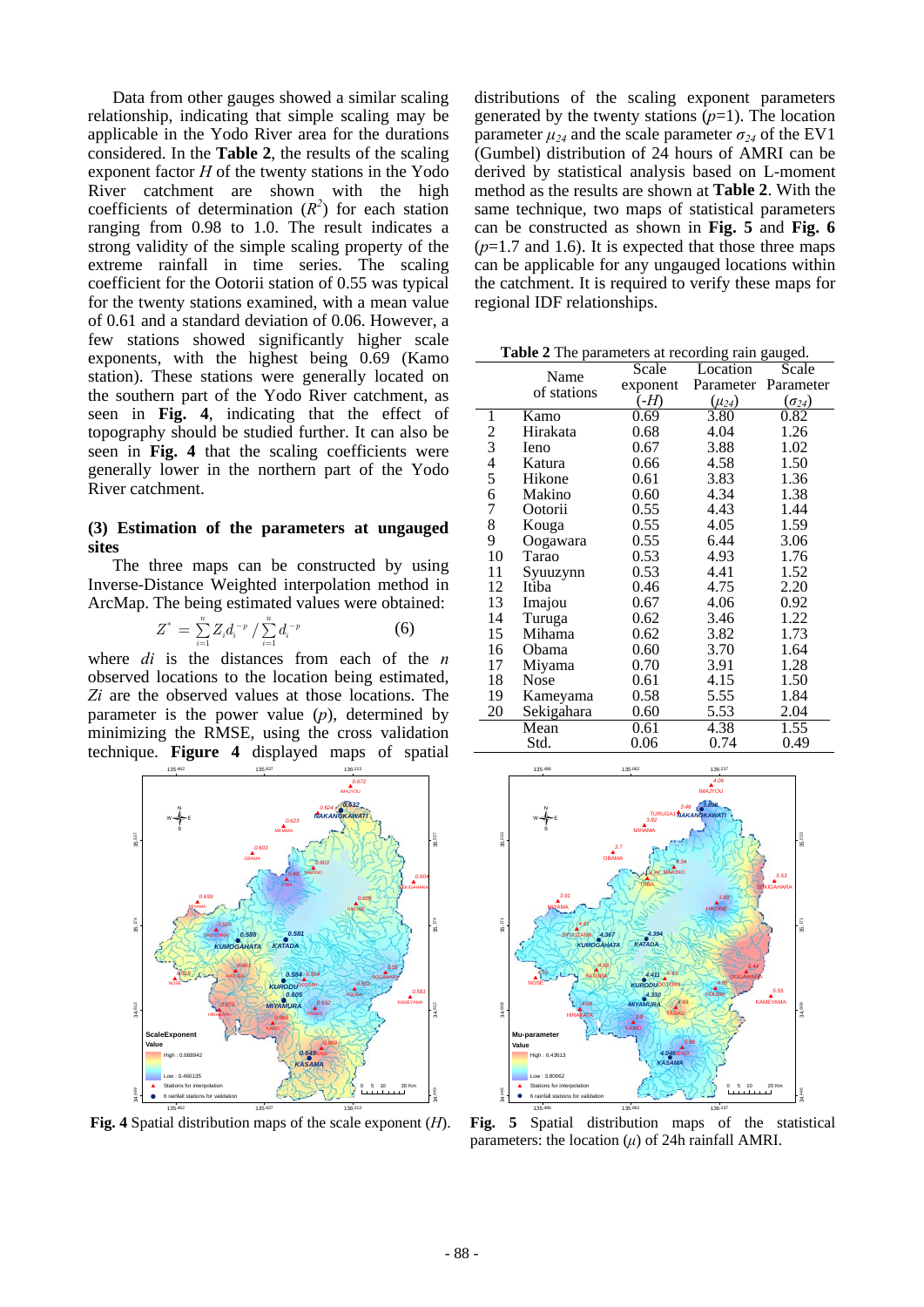Data from other gauges showed a similar scaling relationship, indicating that simple scaling may be applicable in the Yodo River area for the durations considered. In the **Table 2**, the results of the scaling exponent factor $H$ of the twenty stations in the Yodo River catchment are shown with the high coefficients of determination ($R^2$) for each station ranging from 0.98 to 1.0. The result indicates a strong validity of the simple scaling property of the extreme rainfall in time series. The scaling coefficient for the Ootorii station of 0.55 was typical for the twenty stations examined, with a mean value of 0.61 and a standard deviation of 0.06. However, a few stations showed significantly higher scale exponents, with the highest being 0.69 (Kamo station). These stations were generally located on the southern part of the Yodo River catchment, as seen in **Fig. 4**, indicating that the effect of topography should be studied further. It can also be seen in **Fig. 4** that the scaling coefficients were generally lower in the northern part of the Yodo River catchment.

**(3) Estimation of the parameters at ungauged sites**

The three maps can be constructed by using Inverse-Distance Weighted interpolation method in ArcMap. The being estimated values were obtained:

$$Z^* = \sum_{i=1}^{n} Z_i d_i^{-p} / \sum_{i=1}^{n} d_i^{-p} \qquad (6)$$

where $d_i$ is the distances from each of the $n$ observed locations to the location being estimated, $Z_i$ are the observed values at those locations. The parameter is the power value ($p$), determined by minimizing the RMSE, using the cross validation technique. **Figure 4** displayed maps of spatial distributions of the scaling exponent parameters generated by the twenty stations ($p$=1). The location parameter $\mu_{24}$ and the scale parameter $\sigma_{24}$ of the EV1 (Gumbel) distribution of 24 hours of AMRI can be derived by statistical analysis based on L-moment method as the results are shown at **Table 2**. With the same technique, two maps of statistical parameters can be constructed as shown in **Fig. 5** and **Fig. 6** ($p$=1.7 and 1.6). It is expected that those three maps can be applicable for any ungauged locations within the catchment. It is required to verify these maps for regional IDF relationships.

**Table 2** The parameters at recording rain gauged.

| | Name of stations | Scale exponent ($-H$) | Location Parameter ($\mu_{24}$) | Scale Parameter ($\sigma_{24}$) |
|---|---|---|---|---|
| 1 | Kamo | 0.69 | 3.80 | 0.82 |
| 2 | Hirakata | 0.68 | 4.04 | 1.26 |
| 3 | Ieno | 0.67 | 3.88 | 1.02 |
| 4 | Katura | 0.66 | 4.58 | 1.50 |
| 5 | Hikone | 0.61 | 3.83 | 1.36 |
| 6 | Makino | 0.60 | 4.34 | 1.38 |
| 7 | Ootorii | 0.55 | 4.43 | 1.44 |
| 8 | Kouga | 0.55 | 4.05 | 1.59 |
| 9 | Oogawara | 0.55 | 6.44 | 3.06 |
| 10 | Tarao | 0.53 | 4.93 | 1.76 |
| 11 | Syuuzynn | 0.53 | 4.41 | 1.52 |
| 12 | Itiba | 0.46 | 4.75 | 2.20 |
| 13 | Imajou | 0.67 | 4.06 | 0.92 |
| 14 | Turuga | 0.62 | 3.46 | 1.22 |
| 15 | Mihama | 0.62 | 3.82 | 1.73 |
| 16 | Obama | 0.60 | 3.70 | 1.64 |
| 17 | Miyama | 0.70 | 3.91 | 1.28 |
| 18 | Nose | 0.61 | 4.15 | 1.50 |
| 19 | Kameyama | 0.58 | 5.55 | 1.84 |
| 20 | Sekigahara | 0.60 | 5.53 | 2.04 |
| | Mean | 0.61 | 4.38 | 1.55 |
| | Std. | 0.06 | 0.74 | 0.49 |

**Fig. 4** Spatial distribution maps of the scale exponent ($H$).

**Fig. 5** Spatial distribution maps of the statistical parameters: the location ($\mu$) of 24h rainfall AMRI.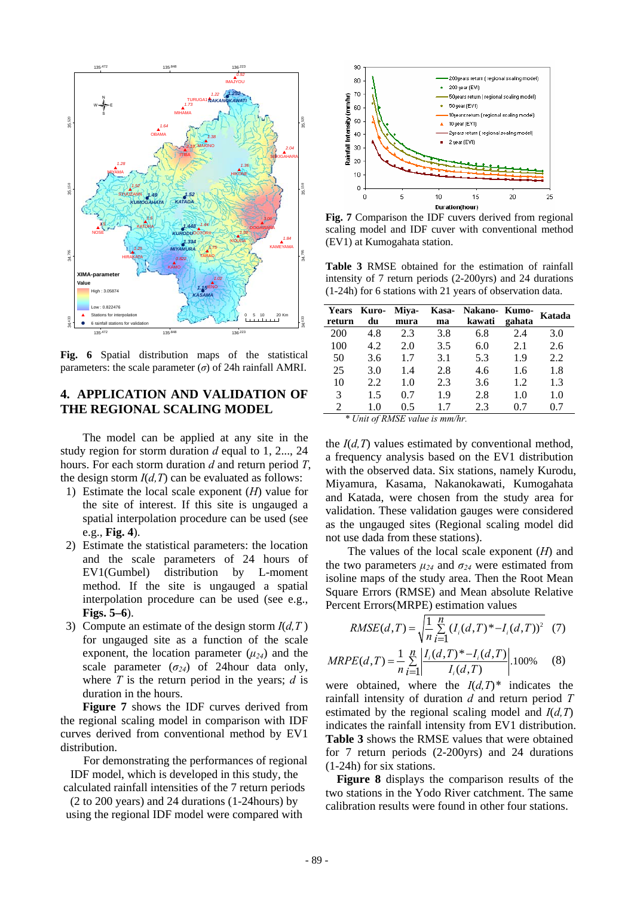Fig. 6 Spatial distribution maps of the statistical parameters: the scale parameter ($\sigma$) of 24h rainfall AMRI.

## 4. APPLICATION AND VALIDATION OF THE REGIONAL SCALING MODEL

The model can be applied at any site in the study region for storm duration $d$ equal to 1, 2..., 24 hours. For each storm duration $d$ and return period $T$, the design storm $I(d,T)$ can be evaluated as follows:

1) Estimate the local scale exponent ($H$) value for the site of interest. If this site is ungauged a spatial interpolation procedure can be used (see e.g., **Fig. 4**).
2) Estimate the statistical parameters: the location and the scale parameters of 24 hours of EV1(Gumbel) distribution by L-moment method. If the site is ungauged a spatial interpolation procedure can be used (see e.g., **Figs. 5–6**).
3) Compute an estimate of the design storm $I(d,T)$ for ungauged site as a function of the scale exponent, the location parameter ($\mu_{24}$) and the scale parameter ($\sigma_{24}$) of 24hour data only, where $T$ is the return period in the years; $d$ is duration in the hours.

**Figure 7** shows the IDF curves derived from the regional scaling model in comparison with IDF curves derived from conventional method by EV1 distribution.

For demonstrating the performances of regional IDF model, which is developed in this study, the calculated rainfall intensities of the 7 return periods (2 to 200 years) and 24 durations (1-24hours) by using the regional IDF model were compared with the $I(d,T)$ values estimated by conventional method, a frequency analysis based on the EV1 distribution with the observed data. Six stations, namely Kurodu, Miyamura, Kasama, Nakanokawati, Kumogahata and Katada, were chosen from the study area for validation. These validation gauges were considered as the ungauged sites (Regional scaling model did not use dada from these stations).

The values of the local scale exponent ($H$) and the two parameters $\mu_{24}$ and $\sigma_{24}$ were estimated from isoline maps of the study area. Then the Root Mean Square Errors (RMSE) and Mean absolute Relative Percent Errors(MRPE) estimation values

$$RMSE(d,T) = \sqrt{\frac{1}{n}\sum_{i=1}^{n}(I_i(d,T)^* - I_i(d,T))^2} \quad (7)$$

$$MRPE(d,T) = \frac{1}{n}\sum_{i=1}^{n}\left|\frac{I_i(d,T)^* - I_i(d,T)}{I_i(d,T)}\right|.100\% \quad (8)$$

were obtained, where the $I(d,T)^*$ indicates the rainfall intensity of duration $d$ and return period $T$ estimated by the regional scaling model and $I(d,T)$ indicates the rainfall intensity from EV1 distribution. **Table 3** shows the RMSE values that were obtained for 7 return periods (2-200yrs) and 24 durations (1-24h) for six stations.

**Figure 8** displays the comparison results of the two stations in the Yodo River catchment. The same calibration results were found in other four stations.

**Fig. 7** Comparison the IDF cuvers derived from regional scaling model and IDF cuver with conventional method (EV1) at Kumogahata station.

**Table 3** RMSE obtained for the estimation of rainfall intensity of 7 return periods (2-200yrs) and 24 durations (1-24h) for 6 stations with 21 years of observation data.

| Years return | Kuro-du | Miya-mura | Kasa-ma | Nakano-kawati | Kumo-gahata | Katada |
|---|---|---|---|---|---|---|
| 200 | 4.8 | 2.3 | 3.8 | 6.8 | 2.4 | 3.0 |
| 100 | 4.2 | 2.0 | 3.5 | 6.0 | 2.1 | 2.6 |
| 50 | 3.6 | 1.7 | 3.1 | 5.3 | 1.9 | 2.2 |
| 25 | 3.0 | 1.4 | 2.8 | 4.6 | 1.6 | 1.8 |
| 10 | 2.2 | 1.0 | 2.3 | 3.6 | 1.2 | 1.3 |
| 3 | 1.5 | 0.7 | 1.9 | 2.8 | 1.0 | 1.0 |
| 2 | 1.0 | 0.5 | 1.7 | 2.3 | 0.7 | 0.7 |

*\* Unit of RMSE value is mm/hr.*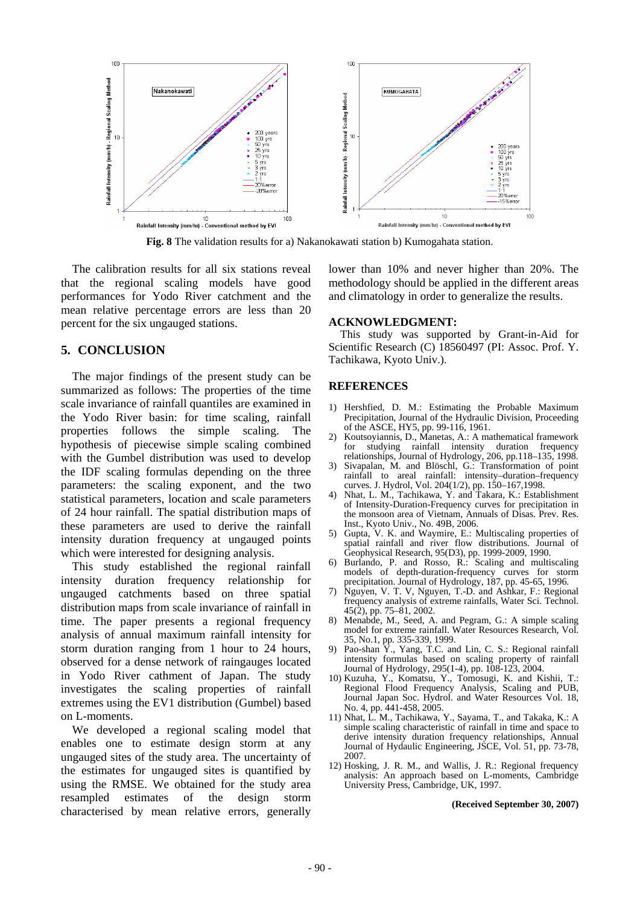Nakanokawati

Rainfall Intensity (mm/h) - Regional Scaling Method

Rainfall Intensity (mm/h) - Conventional method by EVI

100

10

1

1

10

100

200 years
100 yrs
50 yrs
25 yrs
10 yrs
5 yrs
3 yrs
2 yrs
1:1
20%error
-20%error

KUMOGAHATA

Rainfall Intensity (mm/h) - Regional Scaling Method

Rainfall Intensity (mm/h) - Conventional method by EVI

100

10

1

1

10

100

200 years
100 yrs
50 yrs
25 yrs
10 yrs
5 yrs
3 yrs
2 yrs
1:1
20%error
-15%error

**Fig. 8** The validation results for a) Nakanokawati station b) Kumogahata station.

The calibration results for all six stations reveal that the regional scaling models have good performances for Yodo River catchment and the mean relative percentage errors are less than 20 percent for the six ungauged stations.

## 5. CONCLUSION

The major findings of the present study can be summarized as follows: The properties of the time scale invariance of rainfall quantiles are examined in the Yodo River basin: for time scaling, rainfall properties follows the simple scaling. The hypothesis of piecewise simple scaling combined with the Gumbel distribution was used to develop the IDF scaling formulas depending on the three parameters: the scaling exponent, and the two statistical parameters, location and scale parameters of 24 hour rainfall. The spatial distribution maps of these parameters are used to derive the rainfall intensity duration frequency at ungauged points which were interested for designing analysis.

This study established the regional rainfall intensity duration frequency relationship for ungauged catchments based on three spatial distribution maps from scale invariance of rainfall in time. The paper presents a regional frequency analysis of annual maximum rainfall intensity for storm duration ranging from 1 hour to 24 hours, observed for a dense network of raingauges located in Yodo River cathment of Japan. The study investigates the scaling properties of rainfall extremes using the EV1 distribution (Gumbel) based on L-moments.

We developed a regional scaling model that enables one to estimate design storm at any ungauged sites of the study area. The uncertainty of the estimates for ungauged sites is quantified by using the RMSE. We obtained for the study area resampled estimates of the design storm characterised by mean relative errors, generally lower than 10% and never higher than 20%. The methodology should be applied in the different areas and climatology in order to generalize the results.

## ACKNOWLEDGMENT:

This study was supported by Grant-in-Aid for Scientific Research (C) 18560497 (PI: Assoc. Prof. Y. Tachikawa, Kyoto Univ.).

## REFERENCES

1) Hershfied, D. M.: Estimating the Probable Maximum Precipitation, Journal of the Hydraulic Division, Proceeding of the ASCE, HY5, pp. 99-116, 1961.
2) Koutsoyiannis, D., Manetas, A.: A mathematical framework for studying rainfall intensity duration frequency relationships, Journal of Hydrology, 206, pp.118–135, 1998.
3) Sivapalan, M. and Blöschl, G.: Transformation of point rainfall to areal rainfall: intensity–duration–frequency curves. J. Hydrol, Vol. 204(1/2), pp. 150–167,1998.
4) Nhat, L. M., Tachikawa, Y. and Takara, K.: Establishment of Intensity-Duration-Frequency curves for precipitation in the monsoon area of Vietnam, Annuals of Disas. Prev. Res. Inst., Kyoto Univ., No. 49B, 2006.
5) Gupta, V. K. and Waymire, E.: Multiscaling properties of spatial rainfall and river flow distributions. Journal of Geophysical Research, 95(D3), pp. 1999-2009, 1990.
6) Burlando, P. and Rosso, R.: Scaling and multiscaling models of depth-duration-frequency curves for storm precipitation. Journal of Hydrology, 187, pp. 45-65, 1996.
7) Nguyen, V. T. V, Nguyen, T.-D. and Ashkar, F.: Regional frequency analysis of extreme rainfalls, Water Sci. Technol. 45(2), pp. 75–81, 2002.
8) Menabde, M., Seed, A. and Pegram, G.: A simple scaling model for extreme rainfall. Water Resources Research, Vol. 35, No.1, pp. 335-339, 1999.
9) Pao-shan Y., Yang, T.C. and Lin, C. S.: Regional rainfall intensity formulas based on scaling property of rainfall Journal of Hydrology, 295(1-4), pp. 108-123, 2004.
10) Kuzuha, Y., Komatsu, Y., Tomosugi, K. and Kishii, T.: Regional Flood Frequency Analysis, Scaling and PUB, Journal Japan Soc. Hydrol. and Water Resources Vol. 18, No. 4, pp. 441-458, 2005.
11) Nhat, L. M., Tachikawa, Y., Sayama, T., and Takaka, K.: A simple scaling characteristic of rainfall in time and space to derive intensity duration frequency relationships, Annual Journal of Hydaulic Engineering, JSCE, Vol. 51, pp. 73-78, 2007.
12) Hosking, J. R. M., and Wallis, J. R.: Regional frequency analysis: An approach based on L-moments, Cambridge University Press, Cambridge, UK, 1997.

**(Received September 30, 2007)**